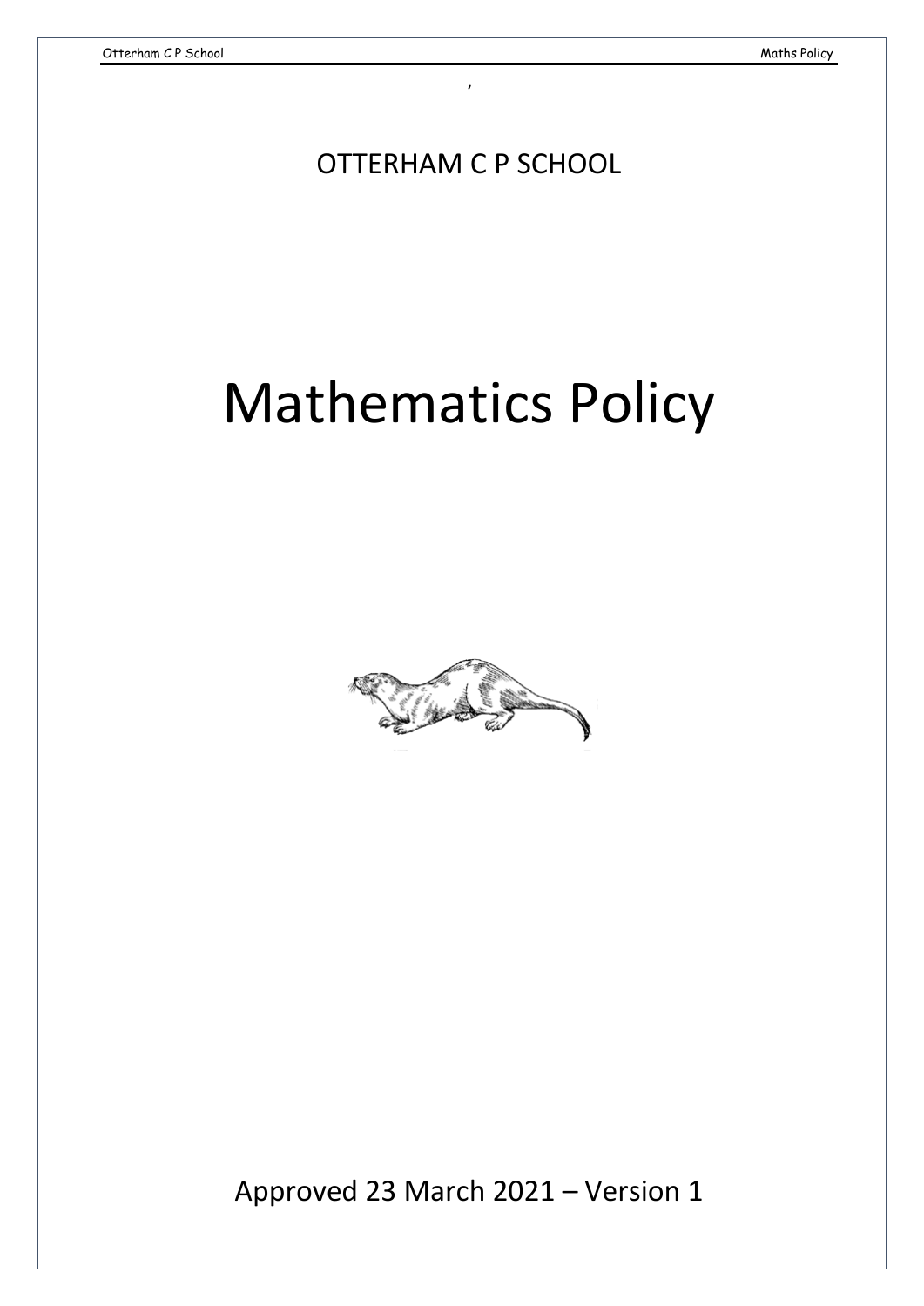OTTERHAM C P SCHOOL

# Mathematics Policy

Approved 23 March 2021 – Version 1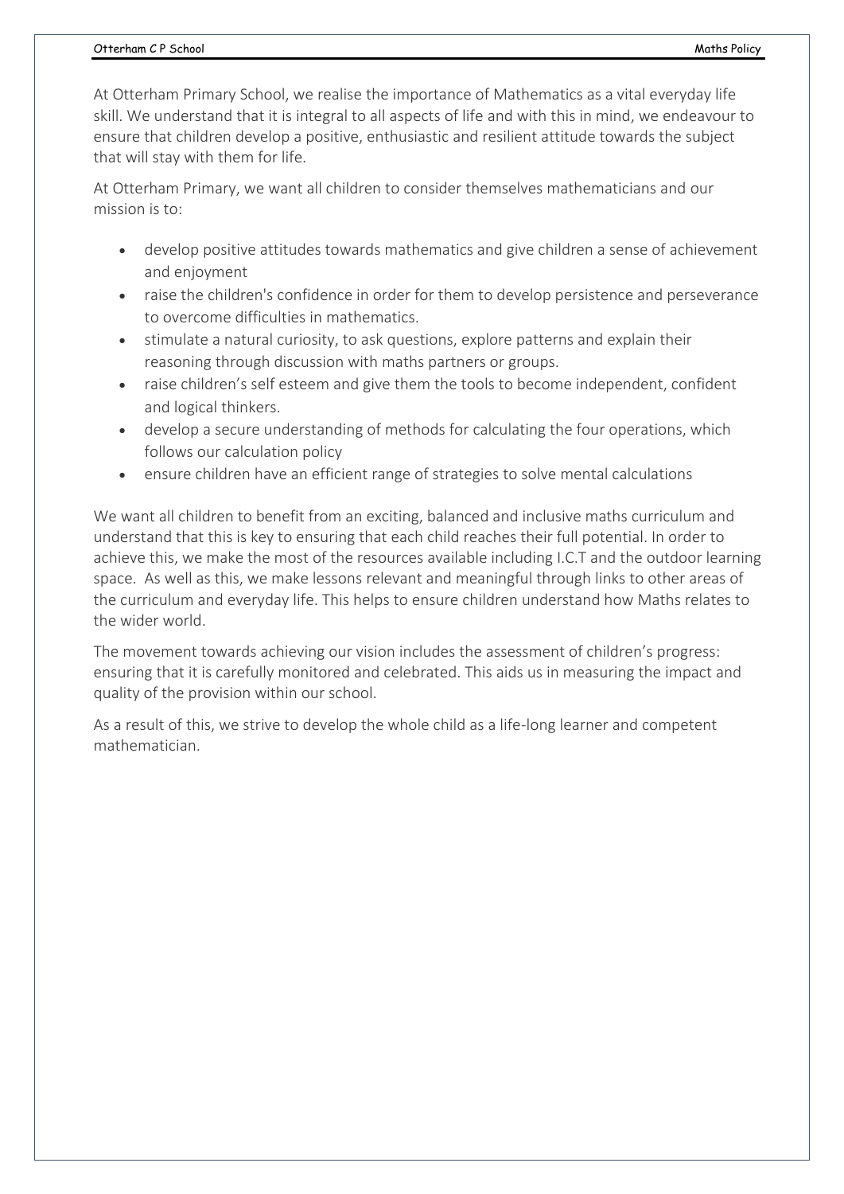At Otterham Primary School, we realise the importance of Mathematics as a vital everyday life skill. We understand that it is integral to all aspects of life and with this in mind, we endeavour to ensure that children develop a positive, enthusiastic and resilient attitude towards the subject that will stay with them for life.

At Otterham Primary, we want all children to consider themselves mathematicians and our mission is to:

- develop positive attitudes towards mathematics and give children a sense of achievement and enjoyment
- raise the children's confidence in order for them to develop persistence and perseverance to overcome difficulties in mathematics.
- stimulate a natural curiosity, to ask questions, explore patterns and explain their reasoning through discussion with maths partners or groups.
- raise children's self esteem and give them the tools to become independent, confident and logical thinkers.
- develop a secure understanding of methods for calculating the four operations, which follows our calculation policy
- ensure children have an efficient range of strategies to solve mental calculations

We want all children to benefit from an exciting, balanced and inclusive maths curriculum and understand that this is key to ensuring that each child reaches their full potential. In order to achieve this, we make the most of the resources available including I.C.T and the outdoor learning space. As well as this, we make lessons relevant and meaningful through links to other areas of the curriculum and everyday life. This helps to ensure children understand how Maths relates to the wider world.

The movement towards achieving our vision includes the assessment of children's progress: ensuring that it is carefully monitored and celebrated. This aids us in measuring the impact and quality of the provision within our school.

As a result of this, we strive to develop the whole child as a life-long learner and competent mathematician.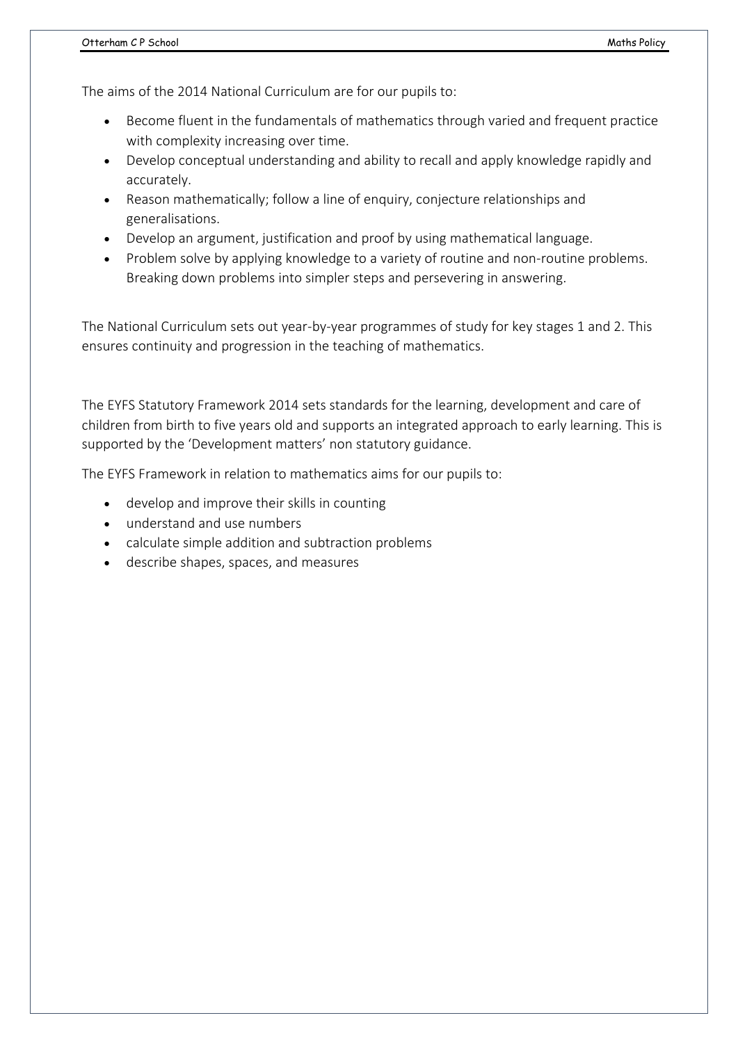The aims of the 2014 National Curriculum are for our pupils to:

- Become fluent in the fundamentals of mathematics through varied and frequent practice with complexity increasing over time.
- Develop conceptual understanding and ability to recall and apply knowledge rapidly and accurately.
- Reason mathematically; follow a line of enquiry, conjecture relationships and generalisations.
- Develop an argument, justification and proof by using mathematical language.
- Problem solve by applying knowledge to a variety of routine and non-routine problems. Breaking down problems into simpler steps and persevering in answering.

The National Curriculum sets out year-by-year programmes of study for key stages 1 and 2. This ensures continuity and progression in the teaching of mathematics.

The EYFS Statutory Framework 2014 sets standards for the learning, development and care of children from birth to five years old and supports an integrated approach to early learning. This is supported by the 'Development matters' non statutory guidance.

The EYFS Framework in relation to mathematics aims for our pupils to:

- develop and improve their skills in counting
- understand and use numbers
- calculate simple addition and subtraction problems
- describe shapes, spaces, and measures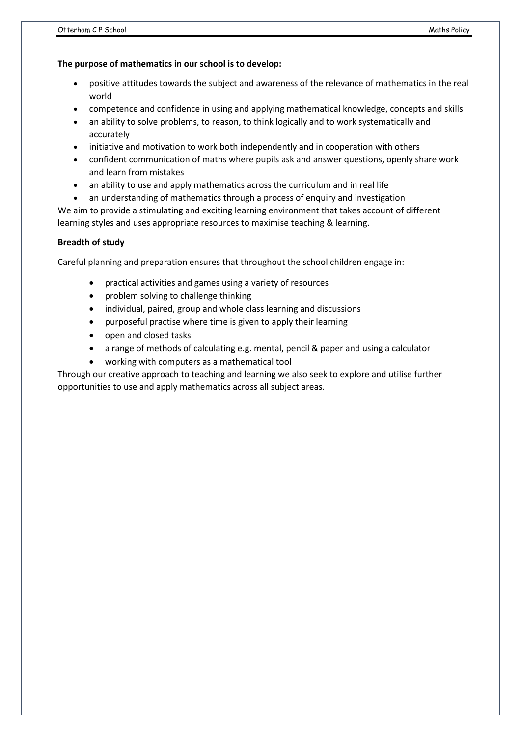**The purpose of mathematics in our school is to develop:**

- positive attitudes towards the subject and awareness of the relevance of mathematics in the real world
- competence and confidence in using and applying mathematical knowledge, concepts and skills
- an ability to solve problems, to reason, to think logically and to work systematically and accurately
- initiative and motivation to work both independently and in cooperation with others
- confident communication of maths where pupils ask and answer questions, openly share work and learn from mistakes
- an ability to use and apply mathematics across the curriculum and in real life
- an understanding of mathematics through a process of enquiry and investigation

We aim to provide a stimulating and exciting learning environment that takes account of different learning styles and uses appropriate resources to maximise teaching & learning.

**Breadth of study**

Careful planning and preparation ensures that throughout the school children engage in:

- practical activities and games using a variety of resources
- problem solving to challenge thinking
- individual, paired, group and whole class learning and discussions
- purposeful practise where time is given to apply their learning
- open and closed tasks
- a range of methods of calculating e.g. mental, pencil & paper and using a calculator
- working with computers as a mathematical tool

Through our creative approach to teaching and learning we also seek to explore and utilise further opportunities to use and apply mathematics across all subject areas.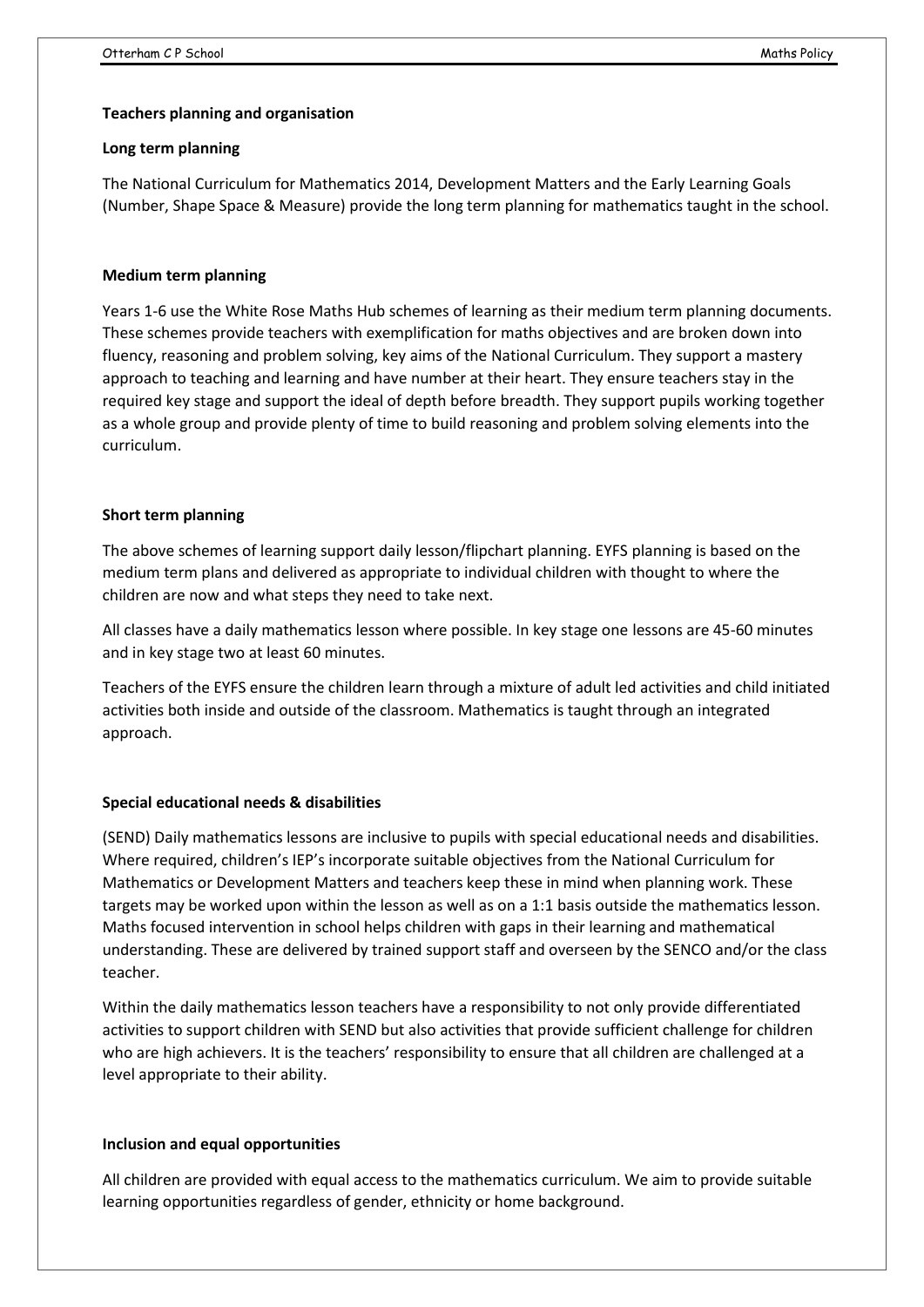## Teachers planning and organisation

### Long term planning

The National Curriculum for Mathematics 2014, Development Matters and the Early Learning Goals (Number, Shape Space & Measure) provide the long term planning for mathematics taught in the school.

### Medium term planning

Years 1-6 use the White Rose Maths Hub schemes of learning as their medium term planning documents. These schemes provide teachers with exemplification for maths objectives and are broken down into fluency, reasoning and problem solving, key aims of the National Curriculum. They support a mastery approach to teaching and learning and have number at their heart. They ensure teachers stay in the required key stage and support the ideal of depth before breadth. They support pupils working together as a whole group and provide plenty of time to build reasoning and problem solving elements into the curriculum.

### Short term planning

The above schemes of learning support daily lesson/flipchart planning. EYFS planning is based on the medium term plans and delivered as appropriate to individual children with thought to where the children are now and what steps they need to take next.

All classes have a daily mathematics lesson where possible. In key stage one lessons are 45-60 minutes and in key stage two at least 60 minutes.

Teachers of the EYFS ensure the children learn through a mixture of adult led activities and child initiated activities both inside and outside of the classroom. Mathematics is taught through an integrated approach.

### Special educational needs & disabilities

(SEND) Daily mathematics lessons are inclusive to pupils with special educational needs and disabilities. Where required, children's IEP's incorporate suitable objectives from the National Curriculum for Mathematics or Development Matters and teachers keep these in mind when planning work. These targets may be worked upon within the lesson as well as on a 1:1 basis outside the mathematics lesson. Maths focused intervention in school helps children with gaps in their learning and mathematical understanding. These are delivered by trained support staff and overseen by the SENCO and/or the class teacher.

Within the daily mathematics lesson teachers have a responsibility to not only provide differentiated activities to support children with SEND but also activities that provide sufficient challenge for children who are high achievers. It is the teachers' responsibility to ensure that all children are challenged at a level appropriate to their ability.

### Inclusion and equal opportunities

All children are provided with equal access to the mathematics curriculum. We aim to provide suitable learning opportunities regardless of gender, ethnicity or home background.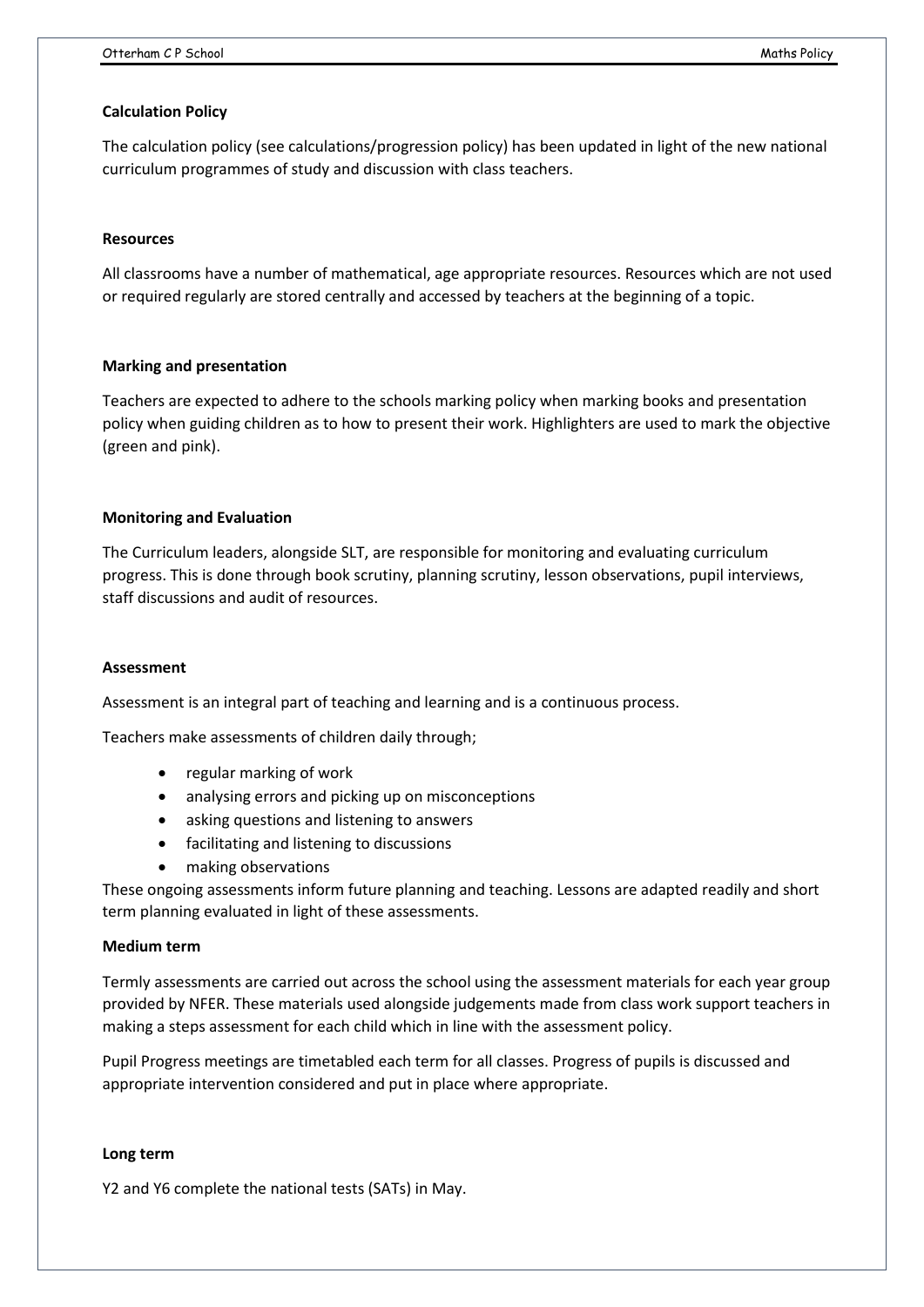**Calculation Policy**

The calculation policy (see calculations/progression policy) has been updated in light of the new national curriculum programmes of study and discussion with class teachers.

**Resources**

All classrooms have a number of mathematical, age appropriate resources. Resources which are not used or required regularly are stored centrally and accessed by teachers at the beginning of a topic.

**Marking and presentation**

Teachers are expected to adhere to the schools marking policy when marking books and presentation policy when guiding children as to how to present their work. Highlighters are used to mark the objective (green and pink).

**Monitoring and Evaluation**

The Curriculum leaders, alongside SLT, are responsible for monitoring and evaluating curriculum progress. This is done through book scrutiny, planning scrutiny, lesson observations, pupil interviews, staff discussions and audit of resources.

**Assessment**

Assessment is an integral part of teaching and learning and is a continuous process.

Teachers make assessments of children daily through;

- regular marking of work
- analysing errors and picking up on misconceptions
- asking questions and listening to answers
- facilitating and listening to discussions
- making observations

These ongoing assessments inform future planning and teaching. Lessons are adapted readily and short term planning evaluated in light of these assessments.

**Medium term**

Termly assessments are carried out across the school using the assessment materials for each year group provided by NFER. These materials used alongside judgements made from class work support teachers in making a steps assessment for each child which in line with the assessment policy.

Pupil Progress meetings are timetabled each term for all classes. Progress of pupils is discussed and appropriate intervention considered and put in place where appropriate.

**Long term**

Y2 and Y6 complete the national tests (SATs) in May.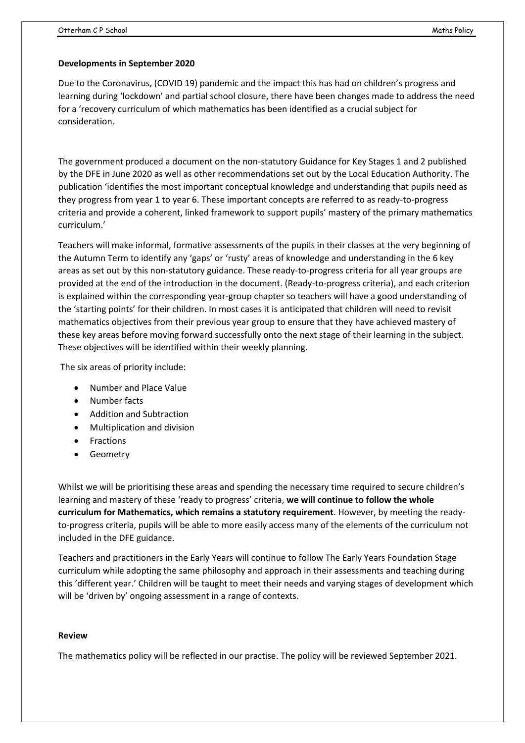**Developments in September 2020**

Due to the Coronavirus, (COVID 19) pandemic and the impact this has had on children's progress and learning during 'lockdown' and partial school closure, there have been changes made to address the need for a 'recovery curriculum of which mathematics has been identified as a crucial subject for consideration.

The government produced a document on the non-statutory Guidance for Key Stages 1 and 2 published by the DFE in June 2020 as well as other recommendations set out by the Local Education Authority. The publication 'identifies the most important conceptual knowledge and understanding that pupils need as they progress from year 1 to year 6. These important concepts are referred to as ready-to-progress criteria and provide a coherent, linked framework to support pupils' mastery of the primary mathematics curriculum.'

Teachers will make informal, formative assessments of the pupils in their classes at the very beginning of the Autumn Term to identify any 'gaps' or 'rusty' areas of knowledge and understanding in the 6 key areas as set out by this non-statutory guidance. These ready-to-progress criteria for all year groups are provided at the end of the introduction in the document. (Ready-to-progress criteria), and each criterion is explained within the corresponding year-group chapter so teachers will have a good understanding of the 'starting points' for their children. In most cases it is anticipated that children will need to revisit mathematics objectives from their previous year group to ensure that they have achieved mastery of these key areas before moving forward successfully onto the next stage of their learning in the subject. These objectives will be identified within their weekly planning.

The six areas of priority include:

- Number and Place Value
- Number facts
- Addition and Subtraction
- Multiplication and division
- Fractions
- Geometry

Whilst we will be prioritising these areas and spending the necessary time required to secure children's learning and mastery of these 'ready to progress' criteria, **we will continue to follow the whole curriculum for Mathematics, which remains a statutory requirement**. However, by meeting the ready-to-progress criteria, pupils will be able to more easily access many of the elements of the curriculum not included in the DFE guidance.

Teachers and practitioners in the Early Years will continue to follow The Early Years Foundation Stage curriculum while adopting the same philosophy and approach in their assessments and teaching during this 'different year.' Children will be taught to meet their needs and varying stages of development which will be 'driven by' ongoing assessment in a range of contexts.

**Review**

The mathematics policy will be reflected in our practise. The policy will be reviewed September 2021.